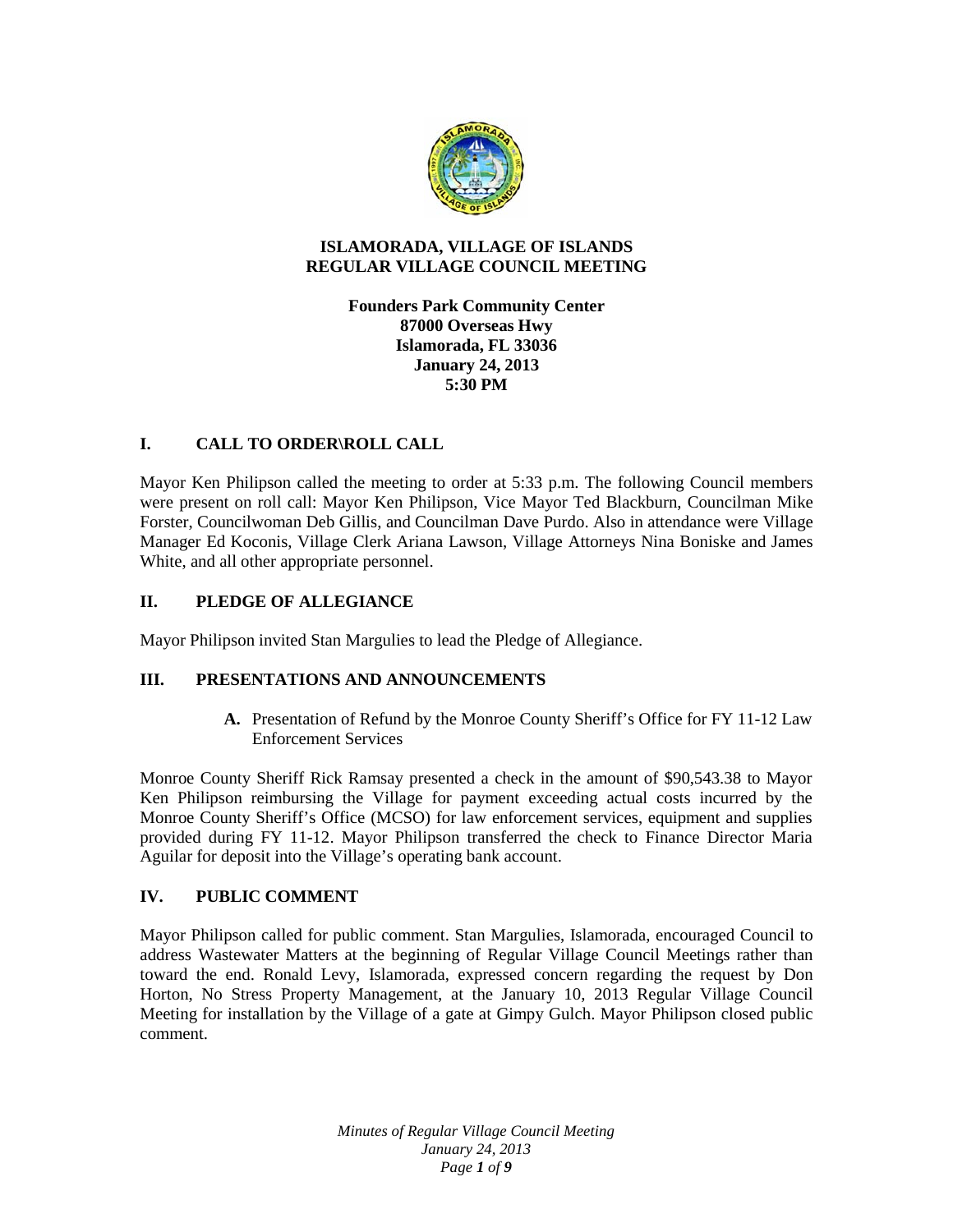**ISLAMORADA, VILLAGE OF ISLANDS**
**REGULAR VILLAGE COUNCIL MEETING**

**Founders Park Community Center**
**87000 Overseas Hwy**
**Islamorada, FL 33036**
**January 24, 2013**
**5:30 PM**

## I. CALL TO ORDER\ROLL CALL

Mayor Ken Philipson called the meeting to order at 5:33 p.m. The following Council members were present on roll call: Mayor Ken Philipson, Vice Mayor Ted Blackburn, Councilman Mike Forster, Councilwoman Deb Gillis, and Councilman Dave Purdo. Also in attendance were Village Manager Ed Koconis, Village Clerk Ariana Lawson, Village Attorneys Nina Boniske and James White, and all other appropriate personnel.

## II. PLEDGE OF ALLEGIANCE

Mayor Philipson invited Stan Margulies to lead the Pledge of Allegiance.

## III. PRESENTATIONS AND ANNOUNCEMENTS

**A.** Presentation of Refund by the Monroe County Sheriff's Office for FY 11-12 Law Enforcement Services

Monroe County Sheriff Rick Ramsay presented a check in the amount of $90,543.38 to Mayor Ken Philipson reimbursing the Village for payment exceeding actual costs incurred by the Monroe County Sheriff's Office (MCSO) for law enforcement services, equipment and supplies provided during FY 11-12. Mayor Philipson transferred the check to Finance Director Maria Aguilar for deposit into the Village's operating bank account.

## IV. PUBLIC COMMENT

Mayor Philipson called for public comment. Stan Margulies, Islamorada, encouraged Council to address Wastewater Matters at the beginning of Regular Village Council Meetings rather than toward the end. Ronald Levy, Islamorada, expressed concern regarding the request by Don Horton, No Stress Property Management, at the January 10, 2013 Regular Village Council Meeting for installation by the Village of a gate at Gimpy Gulch. Mayor Philipson closed public comment.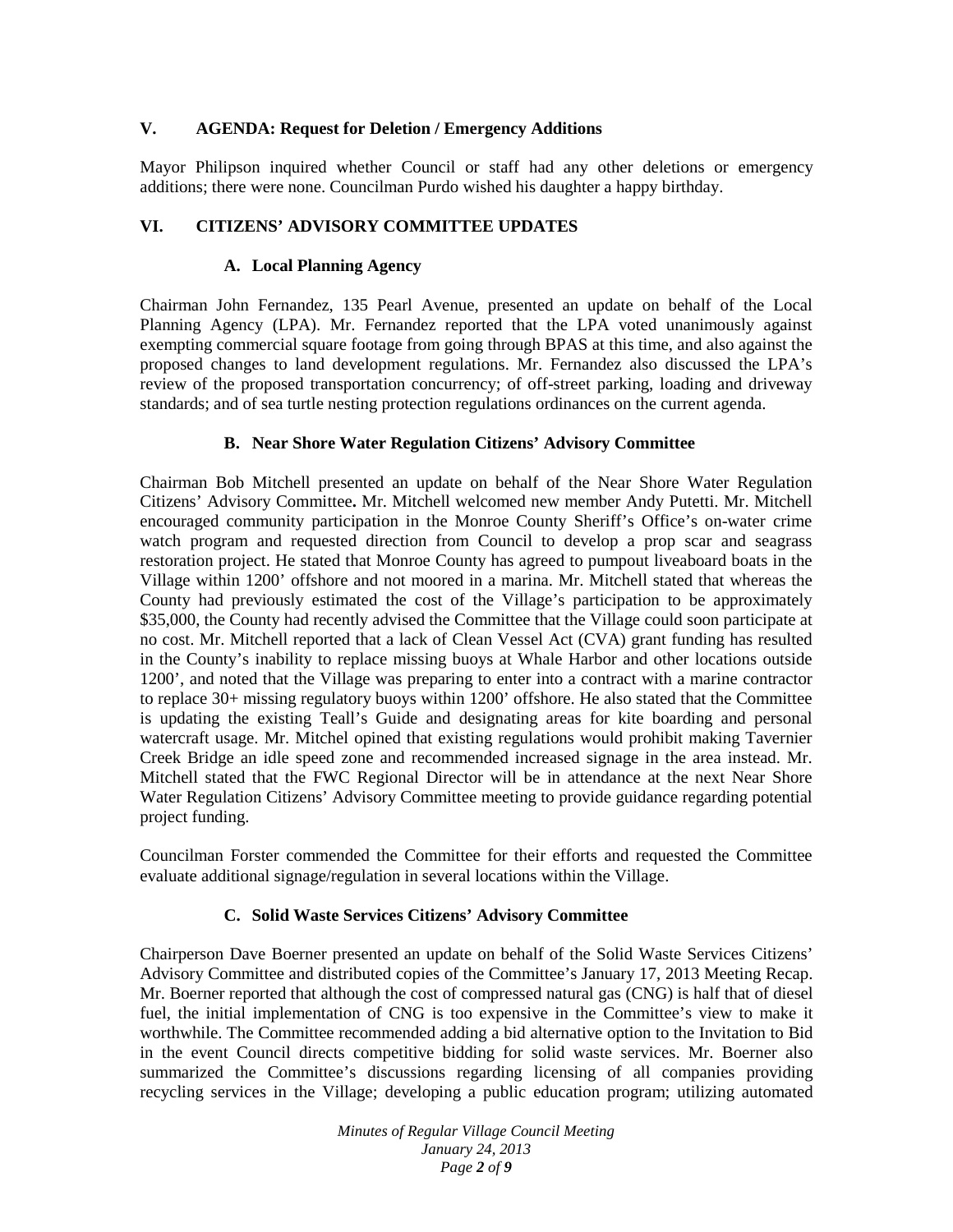## V. AGENDA: Request for Deletion / Emergency Additions

Mayor Philipson inquired whether Council or staff had any other deletions or emergency additions; there were none. Councilman Purdo wished his daughter a happy birthday.

## VI. CITIZENS' ADVISORY COMMITTEE UPDATES

### A. Local Planning Agency

Chairman John Fernandez, 135 Pearl Avenue, presented an update on behalf of the Local Planning Agency (LPA). Mr. Fernandez reported that the LPA voted unanimously against exempting commercial square footage from going through BPAS at this time, and also against the proposed changes to land development regulations. Mr. Fernandez also discussed the LPA's review of the proposed transportation concurrency; of off-street parking, loading and driveway standards; and of sea turtle nesting protection regulations ordinances on the current agenda.

### B. Near Shore Water Regulation Citizens' Advisory Committee

Chairman Bob Mitchell presented an update on behalf of the Near Shore Water Regulation Citizens' Advisory Committee**.** Mr. Mitchell welcomed new member Andy Putetti. Mr. Mitchell encouraged community participation in the Monroe County Sheriff's Office's on-water crime watch program and requested direction from Council to develop a prop scar and seagrass restoration project. He stated that Monroe County has agreed to pumpout liveaboard boats in the Village within 1200' offshore and not moored in a marina. Mr. Mitchell stated that whereas the County had previously estimated the cost of the Village's participation to be approximately $35,000, the County had recently advised the Committee that the Village could soon participate at no cost. Mr. Mitchell reported that a lack of Clean Vessel Act (CVA) grant funding has resulted in the County's inability to replace missing buoys at Whale Harbor and other locations outside 1200', and noted that the Village was preparing to enter into a contract with a marine contractor to replace 30+ missing regulatory buoys within 1200' offshore. He also stated that the Committee is updating the existing Teall's Guide and designating areas for kite boarding and personal watercraft usage. Mr. Mitchel opined that existing regulations would prohibit making Tavernier Creek Bridge an idle speed zone and recommended increased signage in the area instead. Mr. Mitchell stated that the FWC Regional Director will be in attendance at the next Near Shore Water Regulation Citizens' Advisory Committee meeting to provide guidance regarding potential project funding.

Councilman Forster commended the Committee for their efforts and requested the Committee evaluate additional signage/regulation in several locations within the Village.

### C. Solid Waste Services Citizens' Advisory Committee

Chairperson Dave Boerner presented an update on behalf of the Solid Waste Services Citizens' Advisory Committee and distributed copies of the Committee's January 17, 2013 Meeting Recap. Mr. Boerner reported that although the cost of compressed natural gas (CNG) is half that of diesel fuel, the initial implementation of CNG is too expensive in the Committee's view to make it worthwhile. The Committee recommended adding a bid alternative option to the Invitation to Bid in the event Council directs competitive bidding for solid waste services. Mr. Boerner also summarized the Committee's discussions regarding licensing of all companies providing recycling services in the Village; developing a public education program; utilizing automated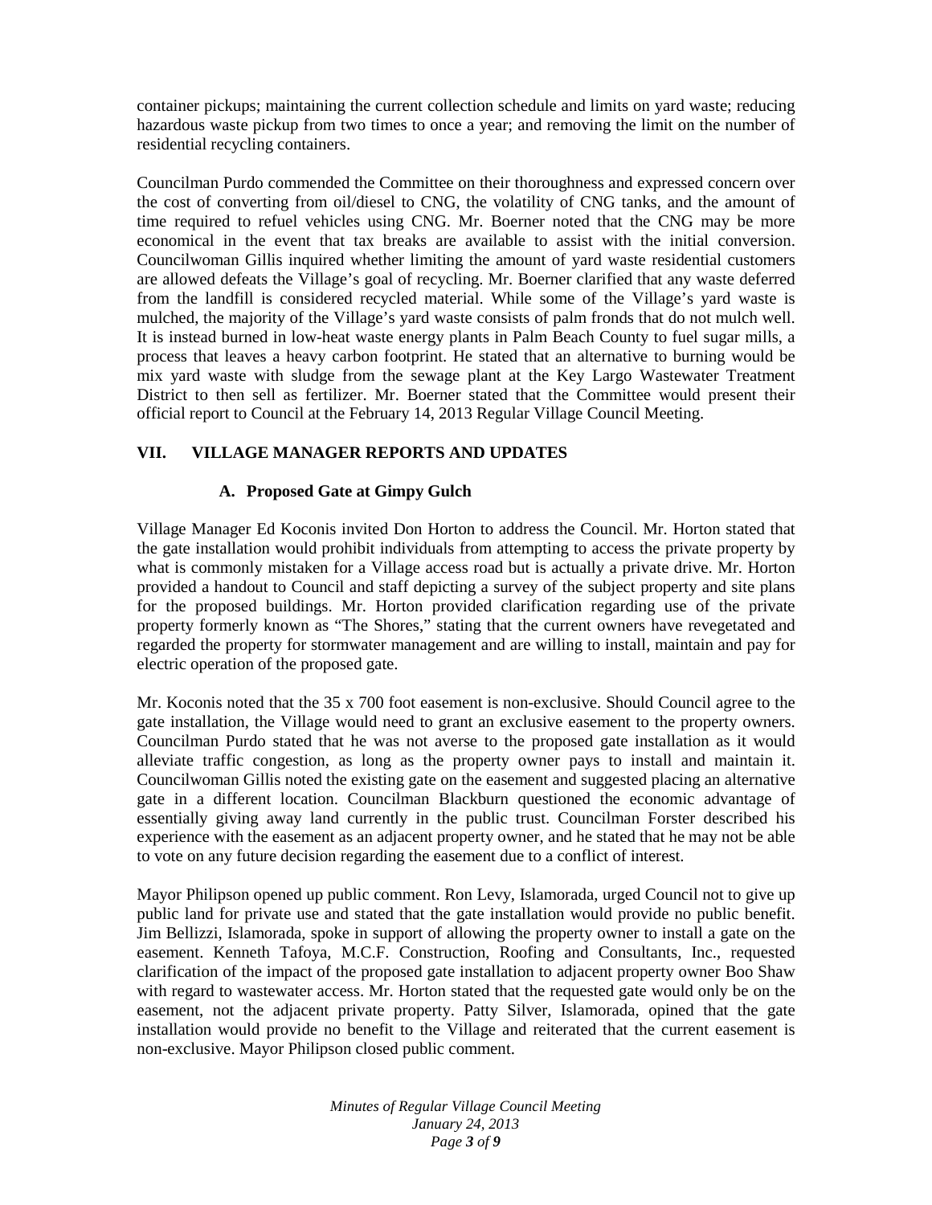container pickups; maintaining the current collection schedule and limits on yard waste; reducing hazardous waste pickup from two times to once a year; and removing the limit on the number of residential recycling containers.

Councilman Purdo commended the Committee on their thoroughness and expressed concern over the cost of converting from oil/diesel to CNG, the volatility of CNG tanks, and the amount of time required to refuel vehicles using CNG. Mr. Boerner noted that the CNG may be more economical in the event that tax breaks are available to assist with the initial conversion. Councilwoman Gillis inquired whether limiting the amount of yard waste residential customers are allowed defeats the Village's goal of recycling. Mr. Boerner clarified that any waste deferred from the landfill is considered recycled material. While some of the Village's yard waste is mulched, the majority of the Village's yard waste consists of palm fronds that do not mulch well. It is instead burned in low-heat waste energy plants in Palm Beach County to fuel sugar mills, a process that leaves a heavy carbon footprint. He stated that an alternative to burning would be mix yard waste with sludge from the sewage plant at the Key Largo Wastewater Treatment District to then sell as fertilizer. Mr. Boerner stated that the Committee would present their official report to Council at the February 14, 2013 Regular Village Council Meeting.

## VII. VILLAGE MANAGER REPORTS AND UPDATES

### A. Proposed Gate at Gimpy Gulch

Village Manager Ed Koconis invited Don Horton to address the Council. Mr. Horton stated that the gate installation would prohibit individuals from attempting to access the private property by what is commonly mistaken for a Village access road but is actually a private drive. Mr. Horton provided a handout to Council and staff depicting a survey of the subject property and site plans for the proposed buildings. Mr. Horton provided clarification regarding use of the private property formerly known as "The Shores," stating that the current owners have revegetated and regarded the property for stormwater management and are willing to install, maintain and pay for electric operation of the proposed gate.

Mr. Koconis noted that the 35 x 700 foot easement is non-exclusive. Should Council agree to the gate installation, the Village would need to grant an exclusive easement to the property owners. Councilman Purdo stated that he was not averse to the proposed gate installation as it would alleviate traffic congestion, as long as the property owner pays to install and maintain it. Councilwoman Gillis noted the existing gate on the easement and suggested placing an alternative gate in a different location. Councilman Blackburn questioned the economic advantage of essentially giving away land currently in the public trust. Councilman Forster described his experience with the easement as an adjacent property owner, and he stated that he may not be able to vote on any future decision regarding the easement due to a conflict of interest.

Mayor Philipson opened up public comment. Ron Levy, Islamorada, urged Council not to give up public land for private use and stated that the gate installation would provide no public benefit. Jim Bellizzi, Islamorada, spoke in support of allowing the property owner to install a gate on the easement. Kenneth Tafoya, M.C.F. Construction, Roofing and Consultants, Inc., requested clarification of the impact of the proposed gate installation to adjacent property owner Boo Shaw with regard to wastewater access. Mr. Horton stated that the requested gate would only be on the easement, not the adjacent private property. Patty Silver, Islamorada, opined that the gate installation would provide no benefit to the Village and reiterated that the current easement is non-exclusive. Mayor Philipson closed public comment.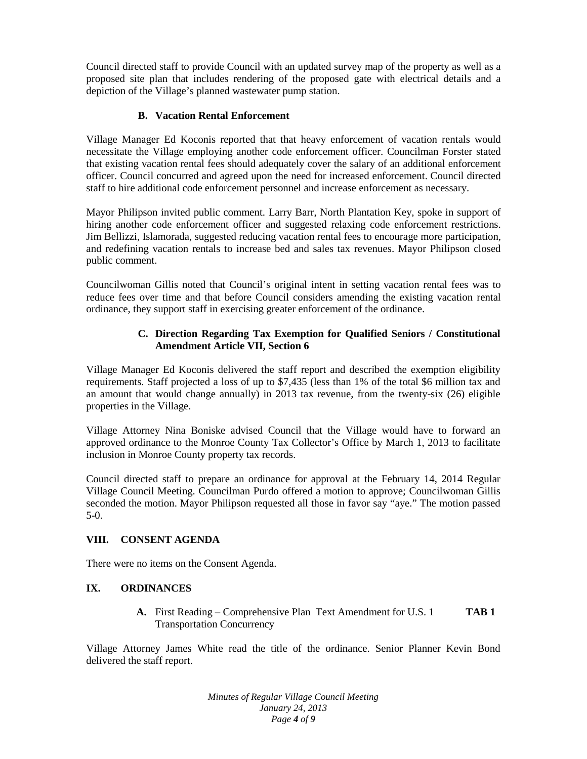Council directed staff to provide Council with an updated survey map of the property as well as a proposed site plan that includes rendering of the proposed gate with electrical details and a depiction of the Village's planned wastewater pump station.

**B. Vacation Rental Enforcement**

Village Manager Ed Koconis reported that that heavy enforcement of vacation rentals would necessitate the Village employing another code enforcement officer. Councilman Forster stated that existing vacation rental fees should adequately cover the salary of an additional enforcement officer. Council concurred and agreed upon the need for increased enforcement. Council directed staff to hire additional code enforcement personnel and increase enforcement as necessary.

Mayor Philipson invited public comment. Larry Barr, North Plantation Key, spoke in support of hiring another code enforcement officer and suggested relaxing code enforcement restrictions. Jim Bellizzi, Islamorada, suggested reducing vacation rental fees to encourage more participation, and redefining vacation rentals to increase bed and sales tax revenues. Mayor Philipson closed public comment.

Councilwoman Gillis noted that Council's original intent in setting vacation rental fees was to reduce fees over time and that before Council considers amending the existing vacation rental ordinance, they support staff in exercising greater enforcement of the ordinance.

**C. Direction Regarding Tax Exemption for Qualified Seniors / Constitutional Amendment Article VII, Section 6**

Village Manager Ed Koconis delivered the staff report and described the exemption eligibility requirements. Staff projected a loss of up to $7,435 (less than 1% of the total $6 million tax and an amount that would change annually) in 2013 tax revenue, from the twenty-six (26) eligible properties in the Village.

Village Attorney Nina Boniske advised Council that the Village would have to forward an approved ordinance to the Monroe County Tax Collector's Office by March 1, 2013 to facilitate inclusion in Monroe County property tax records.

Council directed staff to prepare an ordinance for approval at the February 14, 2014 Regular Village Council Meeting. Councilman Purdo offered a motion to approve; Councilwoman Gillis seconded the motion. Mayor Philipson requested all those in favor say "aye." The motion passed 5-0.

## VIII. CONSENT AGENDA

There were no items on the Consent Agenda.

## IX. ORDINANCES

**A.** First Reading – Comprehensive Plan Text Amendment for U.S. 1 Transportation Concurrency **TAB 1**

Village Attorney James White read the title of the ordinance. Senior Planner Kevin Bond delivered the staff report.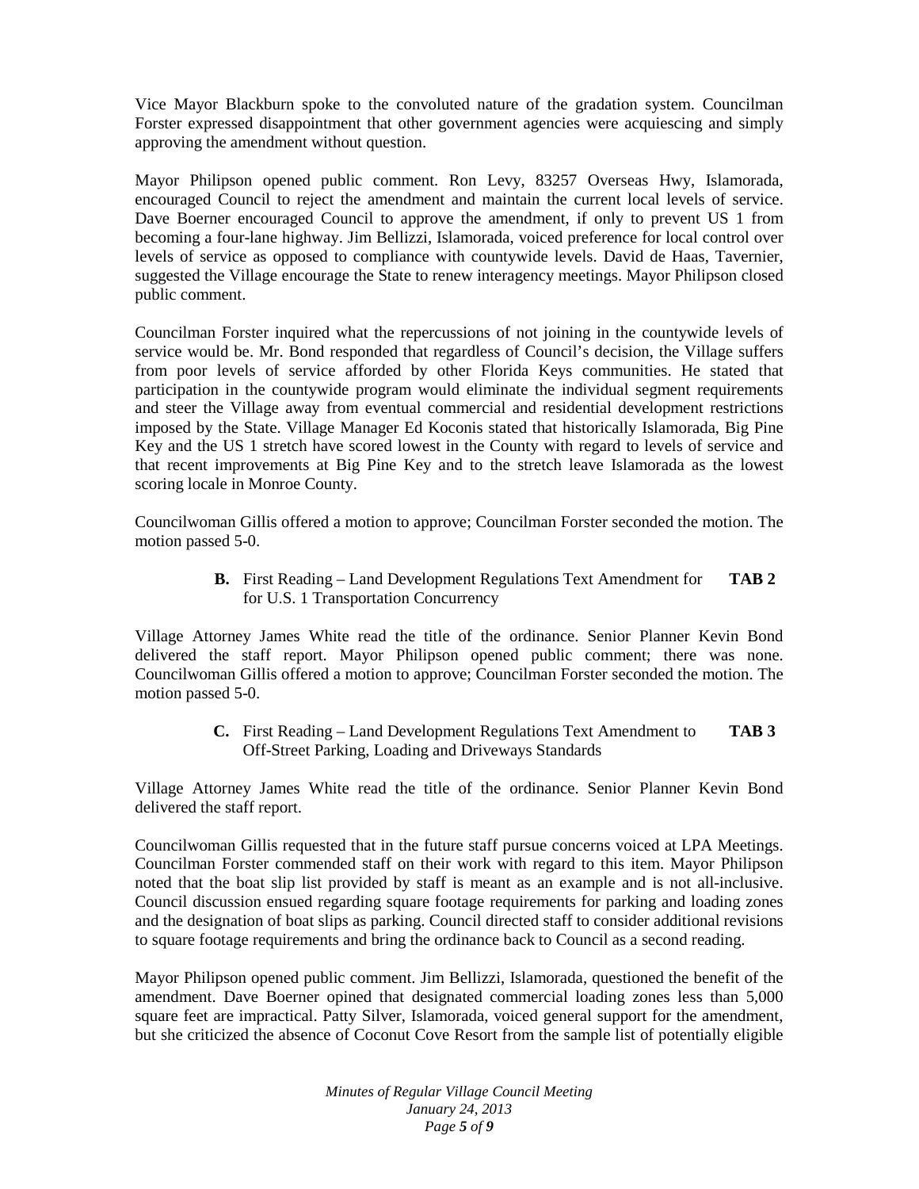Vice Mayor Blackburn spoke to the convoluted nature of the gradation system. Councilman Forster expressed disappointment that other government agencies were acquiescing and simply approving the amendment without question.

Mayor Philipson opened public comment. Ron Levy, 83257 Overseas Hwy, Islamorada, encouraged Council to reject the amendment and maintain the current local levels of service. Dave Boerner encouraged Council to approve the amendment, if only to prevent US 1 from becoming a four-lane highway. Jim Bellizzi, Islamorada, voiced preference for local control over levels of service as opposed to compliance with countywide levels. David de Haas, Tavernier, suggested the Village encourage the State to renew interagency meetings. Mayor Philipson closed public comment.

Councilman Forster inquired what the repercussions of not joining in the countywide levels of service would be. Mr. Bond responded that regardless of Council's decision, the Village suffers from poor levels of service afforded by other Florida Keys communities. He stated that participation in the countywide program would eliminate the individual segment requirements and steer the Village away from eventual commercial and residential development restrictions imposed by the State. Village Manager Ed Koconis stated that historically Islamorada, Big Pine Key and the US 1 stretch have scored lowest in the County with regard to levels of service and that recent improvements at Big Pine Key and to the stretch leave Islamorada as the lowest scoring locale in Monroe County.

Councilwoman Gillis offered a motion to approve; Councilman Forster seconded the motion. The motion passed 5-0.

**B.** First Reading – Land Development Regulations Text Amendment for for U.S. 1 Transportation Concurrency **TAB 2**

Village Attorney James White read the title of the ordinance. Senior Planner Kevin Bond delivered the staff report. Mayor Philipson opened public comment; there was none. Councilwoman Gillis offered a motion to approve; Councilman Forster seconded the motion. The motion passed 5-0.

**C.** First Reading – Land Development Regulations Text Amendment to Off-Street Parking, Loading and Driveways Standards **TAB 3**

Village Attorney James White read the title of the ordinance. Senior Planner Kevin Bond delivered the staff report.

Councilwoman Gillis requested that in the future staff pursue concerns voiced at LPA Meetings. Councilman Forster commended staff on their work with regard to this item. Mayor Philipson noted that the boat slip list provided by staff is meant as an example and is not all-inclusive. Council discussion ensued regarding square footage requirements for parking and loading zones and the designation of boat slips as parking. Council directed staff to consider additional revisions to square footage requirements and bring the ordinance back to Council as a second reading.

Mayor Philipson opened public comment. Jim Bellizzi, Islamorada, questioned the benefit of the amendment. Dave Boerner opined that designated commercial loading zones less than 5,000 square feet are impractical. Patty Silver, Islamorada, voiced general support for the amendment, but she criticized the absence of Coconut Cove Resort from the sample list of potentially eligible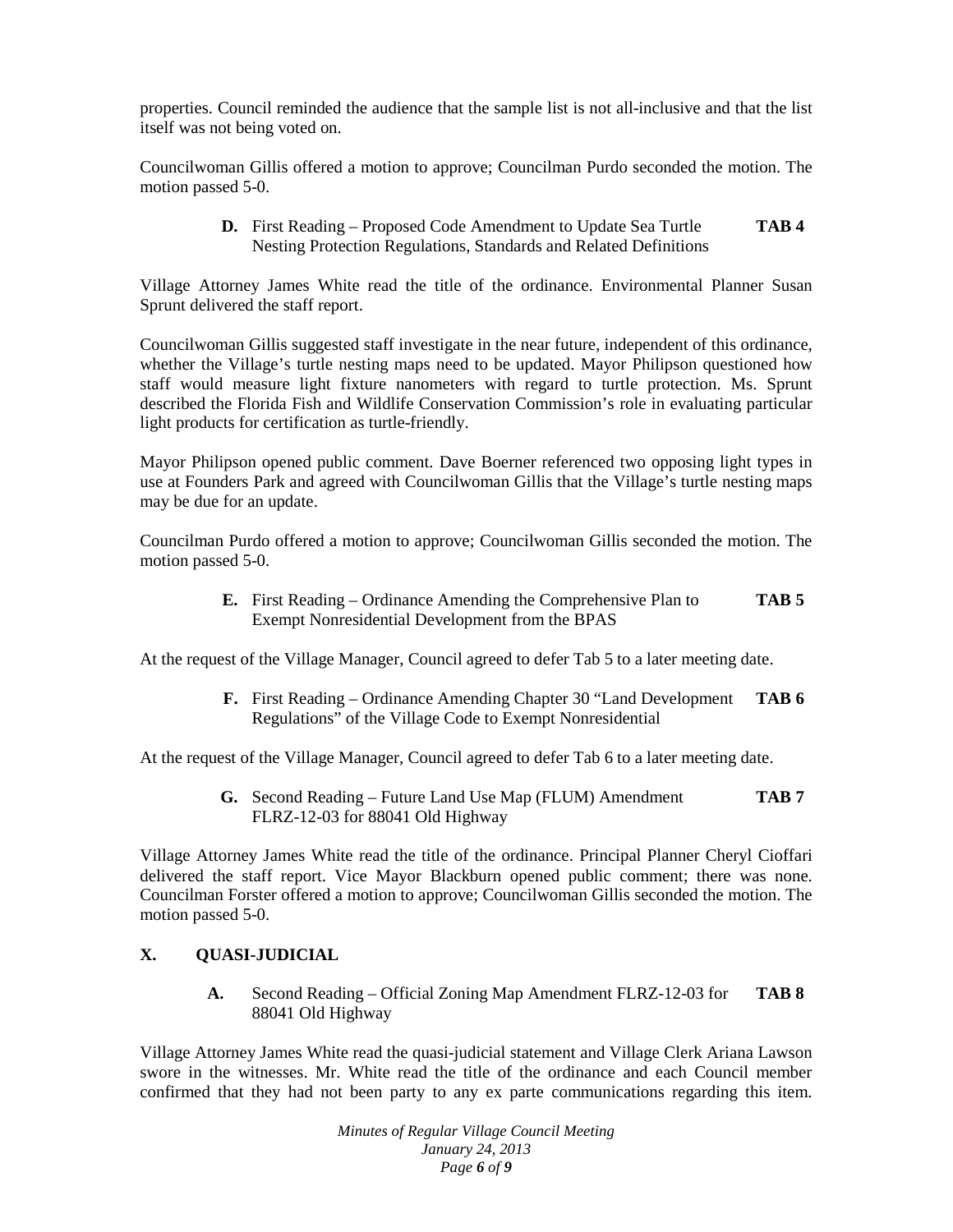properties. Council reminded the audience that the sample list is not all-inclusive and that the list itself was not being voted on.

Councilwoman Gillis offered a motion to approve; Councilman Purdo seconded the motion. The motion passed 5-0.

**D.** First Reading – Proposed Code Amendment to Update Sea Turtle Nesting Protection Regulations, Standards and Related Definitions **TAB 4**

Village Attorney James White read the title of the ordinance. Environmental Planner Susan Sprunt delivered the staff report.

Councilwoman Gillis suggested staff investigate in the near future, independent of this ordinance, whether the Village's turtle nesting maps need to be updated. Mayor Philipson questioned how staff would measure light fixture nanometers with regard to turtle protection. Ms. Sprunt described the Florida Fish and Wildlife Conservation Commission's role in evaluating particular light products for certification as turtle-friendly.

Mayor Philipson opened public comment. Dave Boerner referenced two opposing light types in use at Founders Park and agreed with Councilwoman Gillis that the Village's turtle nesting maps may be due for an update.

Councilman Purdo offered a motion to approve; Councilwoman Gillis seconded the motion. The motion passed 5-0.

**E.** First Reading – Ordinance Amending the Comprehensive Plan to Exempt Nonresidential Development from the BPAS **TAB 5**

At the request of the Village Manager, Council agreed to defer Tab 5 to a later meeting date.

**F.** First Reading – Ordinance Amending Chapter 30 "Land Development Regulations" of the Village Code to Exempt Nonresidential **TAB 6**

At the request of the Village Manager, Council agreed to defer Tab 6 to a later meeting date.

**G.** Second Reading – Future Land Use Map (FLUM) Amendment FLRZ-12-03 for 88041 Old Highway **TAB 7**

Village Attorney James White read the title of the ordinance. Principal Planner Cheryl Cioffari delivered the staff report. Vice Mayor Blackburn opened public comment; there was none. Councilman Forster offered a motion to approve; Councilwoman Gillis seconded the motion. The motion passed 5-0.

## X. QUASI-JUDICIAL

**A.** Second Reading – Official Zoning Map Amendment FLRZ-12-03 for 88041 Old Highway **TAB 8**

Village Attorney James White read the quasi-judicial statement and Village Clerk Ariana Lawson swore in the witnesses. Mr. White read the title of the ordinance and each Council member confirmed that they had not been party to any ex parte communications regarding this item.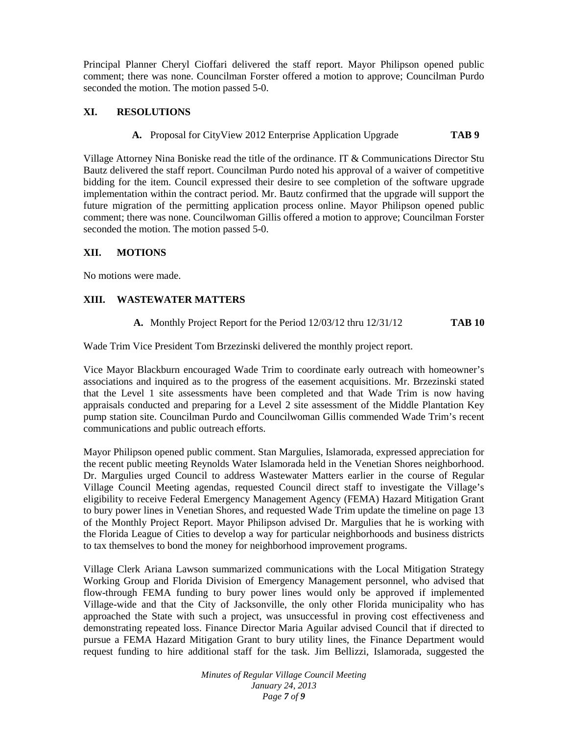Principal Planner Cheryl Cioffari delivered the staff report. Mayor Philipson opened public comment; there was none. Councilman Forster offered a motion to approve; Councilman Purdo seconded the motion. The motion passed 5-0.

## XI. RESOLUTIONS

**A.** Proposal for CityView 2012 Enterprise Application Upgrade **TAB 9**

Village Attorney Nina Boniske read the title of the ordinance. IT & Communications Director Stu Bautz delivered the staff report. Councilman Purdo noted his approval of a waiver of competitive bidding for the item. Council expressed their desire to see completion of the software upgrade implementation within the contract period. Mr. Bautz confirmed that the upgrade will support the future migration of the permitting application process online. Mayor Philipson opened public comment; there was none. Councilwoman Gillis offered a motion to approve; Councilman Forster seconded the motion. The motion passed 5-0.

## XII. MOTIONS

No motions were made.

## XIII. WASTEWATER MATTERS

**A.** Monthly Project Report for the Period 12/03/12 thru 12/31/12 **TAB 10**

Wade Trim Vice President Tom Brzezinski delivered the monthly project report.

Vice Mayor Blackburn encouraged Wade Trim to coordinate early outreach with homeowner's associations and inquired as to the progress of the easement acquisitions. Mr. Brzezinski stated that the Level 1 site assessments have been completed and that Wade Trim is now having appraisals conducted and preparing for a Level 2 site assessment of the Middle Plantation Key pump station site. Councilman Purdo and Councilwoman Gillis commended Wade Trim's recent communications and public outreach efforts.

Mayor Philipson opened public comment. Stan Margulies, Islamorada, expressed appreciation for the recent public meeting Reynolds Water Islamorada held in the Venetian Shores neighborhood. Dr. Margulies urged Council to address Wastewater Matters earlier in the course of Regular Village Council Meeting agendas, requested Council direct staff to investigate the Village's eligibility to receive Federal Emergency Management Agency (FEMA) Hazard Mitigation Grant to bury power lines in Venetian Shores, and requested Wade Trim update the timeline on page 13 of the Monthly Project Report. Mayor Philipson advised Dr. Margulies that he is working with the Florida League of Cities to develop a way for particular neighborhoods and business districts to tax themselves to bond the money for neighborhood improvement programs.

Village Clerk Ariana Lawson summarized communications with the Local Mitigation Strategy Working Group and Florida Division of Emergency Management personnel, who advised that flow-through FEMA funding to bury power lines would only be approved if implemented Village-wide and that the City of Jacksonville, the only other Florida municipality who has approached the State with such a project, was unsuccessful in proving cost effectiveness and demonstrating repeated loss. Finance Director Maria Aguilar advised Council that if directed to pursue a FEMA Hazard Mitigation Grant to bury utility lines, the Finance Department would request funding to hire additional staff for the task. Jim Bellizzi, Islamorada, suggested the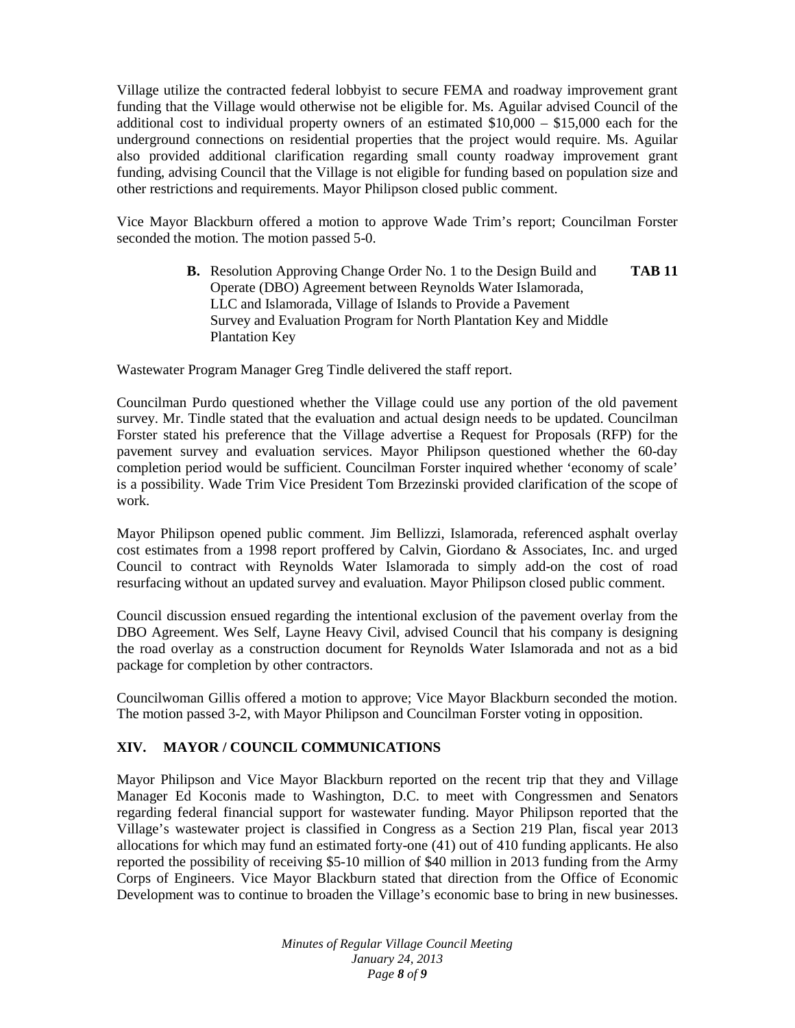Village utilize the contracted federal lobbyist to secure FEMA and roadway improvement grant funding that the Village would otherwise not be eligible for. Ms. Aguilar advised Council of the additional cost to individual property owners of an estimated $10,000 – $15,000 each for the underground connections on residential properties that the project would require. Ms. Aguilar also provided additional clarification regarding small county roadway improvement grant funding, advising Council that the Village is not eligible for funding based on population size and other restrictions and requirements. Mayor Philipson closed public comment.

Vice Mayor Blackburn offered a motion to approve Wade Trim's report; Councilman Forster seconded the motion. The motion passed 5-0.

**B.** Resolution Approving Change Order No. 1 to the Design Build and Operate (DBO) Agreement between Reynolds Water Islamorada, LLC and Islamorada, Village of Islands to Provide a Pavement Survey and Evaluation Program for North Plantation Key and Middle Plantation Key **TAB 11**

Wastewater Program Manager Greg Tindle delivered the staff report.

Councilman Purdo questioned whether the Village could use any portion of the old pavement survey. Mr. Tindle stated that the evaluation and actual design needs to be updated. Councilman Forster stated his preference that the Village advertise a Request for Proposals (RFP) for the pavement survey and evaluation services. Mayor Philipson questioned whether the 60-day completion period would be sufficient. Councilman Forster inquired whether 'economy of scale' is a possibility. Wade Trim Vice President Tom Brzezinski provided clarification of the scope of work.

Mayor Philipson opened public comment. Jim Bellizzi, Islamorada, referenced asphalt overlay cost estimates from a 1998 report proffered by Calvin, Giordano & Associates, Inc. and urged Council to contract with Reynolds Water Islamorada to simply add-on the cost of road resurfacing without an updated survey and evaluation. Mayor Philipson closed public comment.

Council discussion ensued regarding the intentional exclusion of the pavement overlay from the DBO Agreement. Wes Self, Layne Heavy Civil, advised Council that his company is designing the road overlay as a construction document for Reynolds Water Islamorada and not as a bid package for completion by other contractors.

Councilwoman Gillis offered a motion to approve; Vice Mayor Blackburn seconded the motion. The motion passed 3-2, with Mayor Philipson and Councilman Forster voting in opposition.

## XIV. MAYOR / COUNCIL COMMUNICATIONS

Mayor Philipson and Vice Mayor Blackburn reported on the recent trip that they and Village Manager Ed Koconis made to Washington, D.C. to meet with Congressmen and Senators regarding federal financial support for wastewater funding. Mayor Philipson reported that the Village's wastewater project is classified in Congress as a Section 219 Plan, fiscal year 2013 allocations for which may fund an estimated forty-one (41) out of 410 funding applicants. He also reported the possibility of receiving $5-10 million of $40 million in 2013 funding from the Army Corps of Engineers. Vice Mayor Blackburn stated that direction from the Office of Economic Development was to continue to broaden the Village's economic base to bring in new businesses.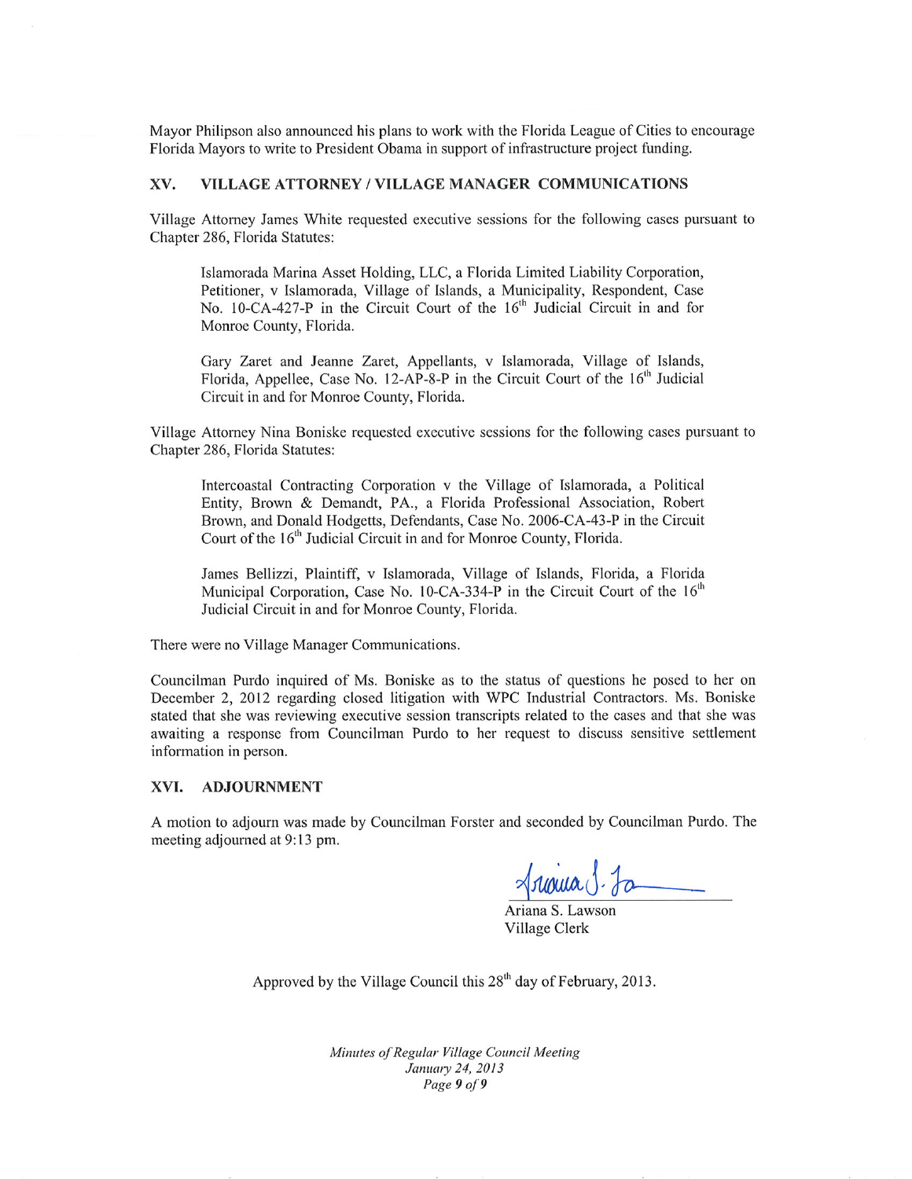Mayor Philipson also announced his plans to work with the Florida League of Cities to encourage Florida Mayors to write to President Obama in support of infrastructure project funding.

## XV. VILLAGE ATTORNEY / VILLAGE MANAGER COMMUNICATIONS

Village Attorney James White requested executive sessions for the following cases pursuant to Chapter 286, Florida Statutes:

> Islamorada Marina Asset Holding, LLC, a Florida Limited Liability Corporation, Petitioner, v Islamorada, Village of Islands, a Municipality, Respondent, Case No. 10-CA-427-P in the Circuit Court of the 16th Judicial Circuit in and for Monroe County, Florida.
>
> Gary Zaret and Jeanne Zaret, Appellants, v Islamorada, Village of Islands, Florida, Appellee, Case No. 12-AP-8-P in the Circuit Court of the 16th Judicial Circuit in and for Monroe County, Florida.

Village Attorney Nina Boniske requested executive sessions for the following cases pursuant to Chapter 286, Florida Statutes:

> Intercoastal Contracting Corporation v the Village of Islamorada, a Political Entity, Brown & Demandt, PA., a Florida Professional Association, Robert Brown, and Donald Hodgetts, Defendants, Case No. 2006-CA-43-P in the Circuit Court of the 16th Judicial Circuit in and for Monroe County, Florida.
>
> James Bellizzi, Plaintiff, v Islamorada, Village of Islands, Florida, a Florida Municipal Corporation, Case No. 10-CA-334-P in the Circuit Court of the 16th Judicial Circuit in and for Monroe County, Florida.

There were no Village Manager Communications.

Councilman Purdo inquired of Ms. Boniske as to the status of questions he posed to her on December 2, 2012 regarding closed litigation with WPC Industrial Contractors. Ms. Boniske stated that she was reviewing executive session transcripts related to the cases and that she was awaiting a response from Councilman Purdo to her request to discuss sensitive settlement information in person.

## XVI. ADJOURNMENT

A motion to adjourn was made by Councilman Forster and seconded by Councilman Purdo. The meeting adjourned at 9:13 pm.

Ariana S. Lawson
Village Clerk

Approved by the Village Council this 28th day of February, 2013.

*Minutes of Regular Village Council Meeting*
*January 24, 2013*